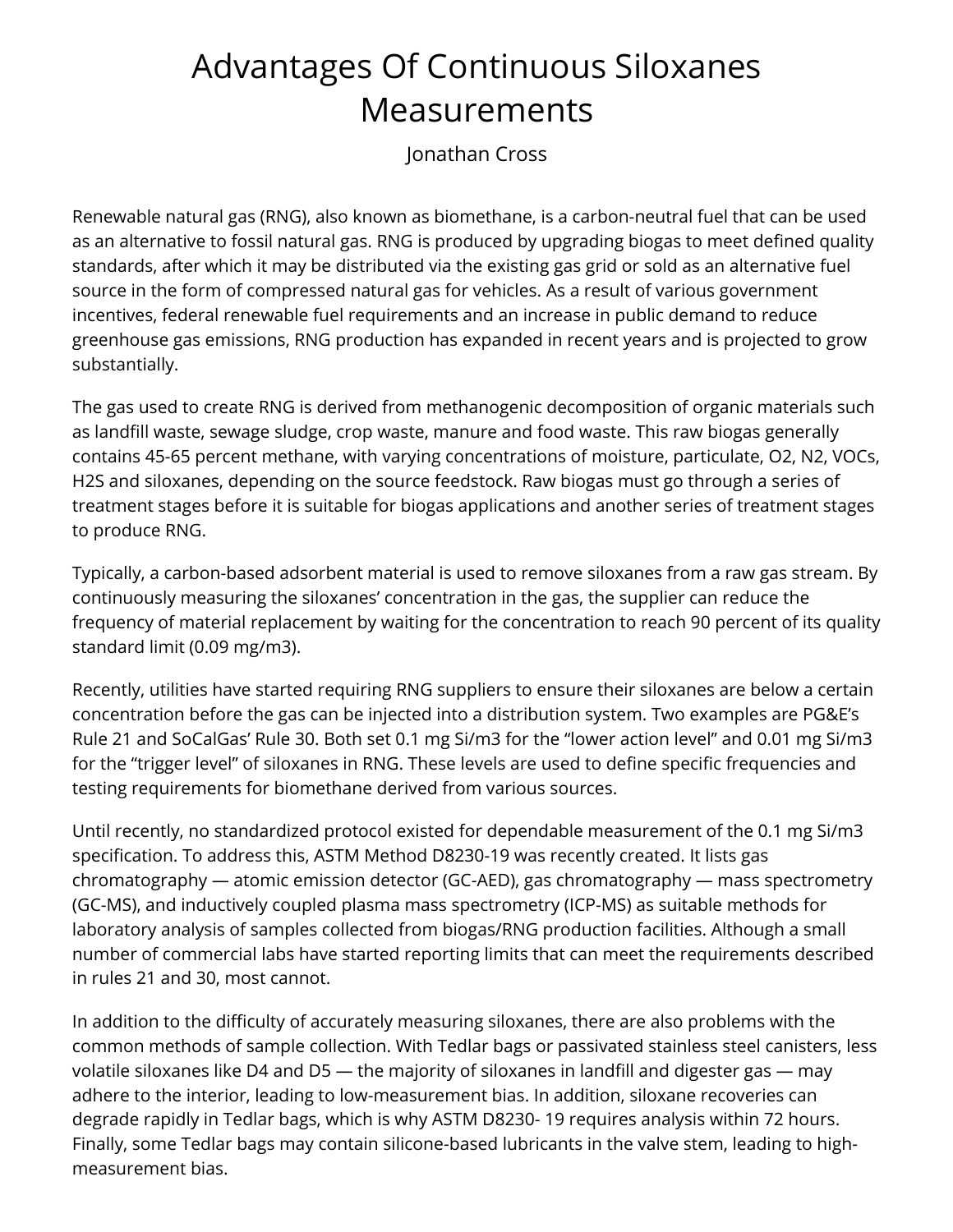# Advantages Of Continuous Siloxanes Measurements

Jonathan Cross

Renewable natural gas (RNG), also known as biomethane, is a carbon-neutral fuel that can be used as an alternative to fossil natural gas. RNG is produced by upgrading biogas to meet defined quality standards, after which it may be distributed via the existing gas grid or sold as an alternative fuel source in the form of compressed natural gas for vehicles. As a result of various government incentives, federal renewable fuel requirements and an increase in public demand to reduce greenhouse gas emissions, RNG production has expanded in recent years and is projected to grow substantially.

The gas used to create RNG is derived from methanogenic decomposition of organic materials such as landfill waste, sewage sludge, crop waste, manure and food waste. This raw biogas generally contains 45-65 percent methane, with varying concentrations of moisture, particulate, $O_2$, $N_2$, VOCs, $H_2S$ and siloxanes, depending on the source feedstock. Raw biogas must go through a series of treatment stages before it is suitable for biogas applications and another series of treatment stages to produce RNG.

Typically, a carbon-based adsorbent material is used to remove siloxanes from a raw gas stream. By continuously measuring the siloxanes' concentration in the gas, the supplier can reduce the frequency of material replacement by waiting for the concentration to reach 90 percent of its quality standard limit (0.09 mg/m3).

Recently, utilities have started requiring RNG suppliers to ensure their siloxanes are below a certain concentration before the gas can be injected into a distribution system. Two examples are PG&E's Rule 21 and SoCalGas' Rule 30. Both set 0.1 mg Si/m3 for the "lower action level" and 0.01 mg Si/m3 for the "trigger level" of siloxanes in RNG. These levels are used to define specific frequencies and testing requirements for biomethane derived from various sources.

Until recently, no standardized protocol existed for dependable measurement of the 0.1 mg Si/m3 specification. To address this, ASTM Method D8230-19 was recently created. It lists gas chromatography — atomic emission detector (GC-AED), gas chromatography — mass spectrometry (GC-MS), and inductively coupled plasma mass spectrometry (ICP-MS) as suitable methods for laboratory analysis of samples collected from biogas/RNG production facilities. Although a small number of commercial labs have started reporting limits that can meet the requirements described in rules 21 and 30, most cannot.

In addition to the difficulty of accurately measuring siloxanes, there are also problems with the common methods of sample collection. With Tedlar bags or passivated stainless steel canisters, less volatile siloxanes like D4 and D5 — the majority of siloxanes in landfill and digester gas — may adhere to the interior, leading to low-measurement bias. In addition, siloxane recoveries can degrade rapidly in Tedlar bags, which is why ASTM D8230- 19 requires analysis within 72 hours. Finally, some Tedlar bags may contain silicone-based lubricants in the valve stem, leading to high-measurement bias.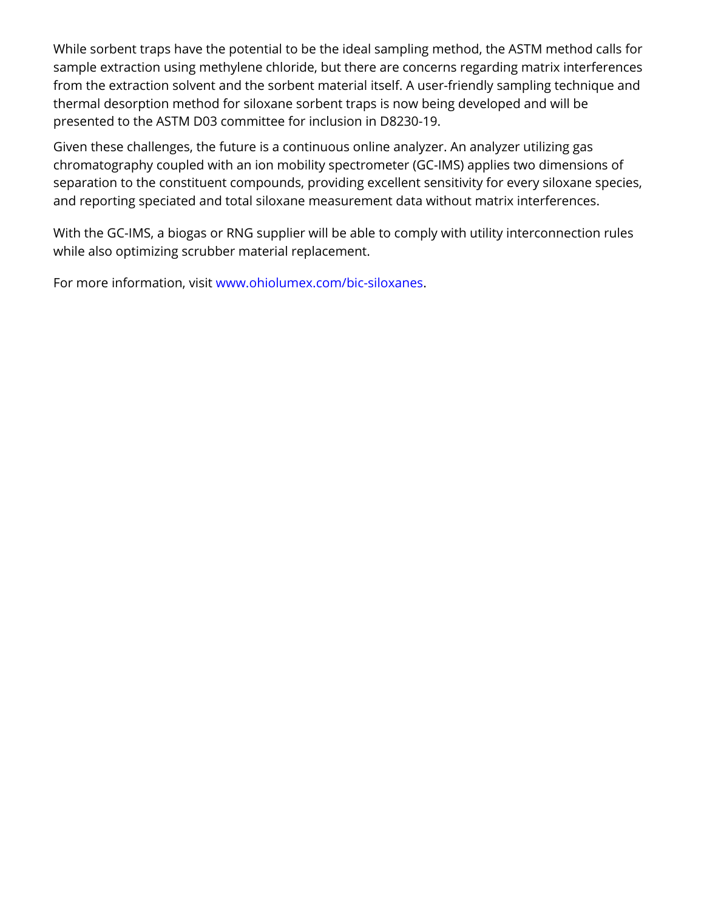While sorbent traps have the potential to be the ideal sampling method, the ASTM method calls for sample extraction using methylene chloride, but there are concerns regarding matrix interferences from the extraction solvent and the sorbent material itself. A user-friendly sampling technique and thermal desorption method for siloxane sorbent traps is now being developed and will be presented to the ASTM D03 committee for inclusion in D8230-19.

Given these challenges, the future is a continuous online analyzer. An analyzer utilizing gas chromatography coupled with an ion mobility spectrometer (GC-IMS) applies two dimensions of separation to the constituent compounds, providing excellent sensitivity for every siloxane species, and reporting speciated and total siloxane measurement data without matrix interferences.

With the GC-IMS, a biogas or RNG supplier will be able to comply with utility interconnection rules while also optimizing scrubber material replacement.

For more information, visit [www.ohiolumex.com/bic-siloxanes](http://www.ohiolumex.com/bic-siloxanes).